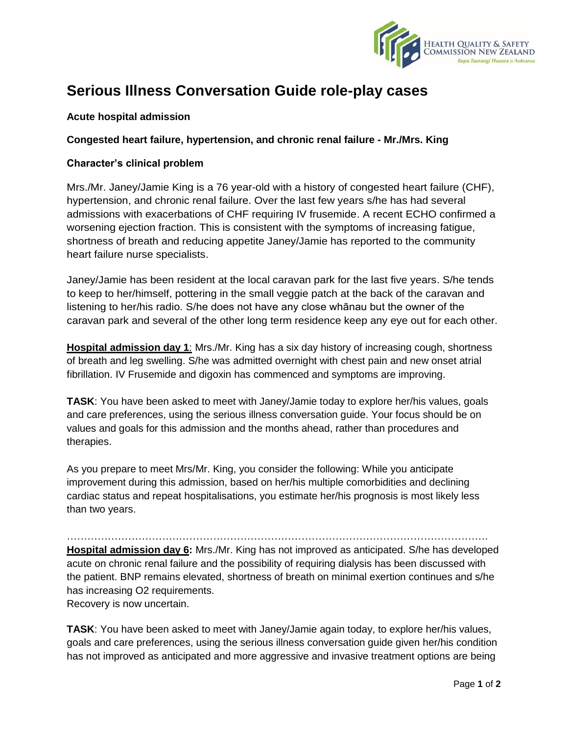# Serious Illness Conversation Guide role-play cases

**Acute hospital admission**

**Congested heart failure, hypertension, and chronic renal failure - Mr./Mrs. King**

**Character's clinical problem**

Mrs./Mr. Janey/Jamie King is a 76 year-old with a history of congested heart failure (CHF), hypertension, and chronic renal failure. Over the last few years s/he has had several admissions with exacerbations of CHF requiring IV frusemide. A recent ECHO confirmed a worsening ejection fraction. This is consistent with the symptoms of increasing fatigue, shortness of breath and reducing appetite Janey/Jamie has reported to the community heart failure nurse specialists.

Janey/Jamie has been resident at the local caravan park for the last five years. S/he tends to keep to her/himself, pottering in the small veggie patch at the back of the caravan and listening to her/his radio. S/he does not have any close whānau but the owner of the caravan park and several of the other long term residence keep any eye out for each other.

**Hospital admission day 1**: Mrs./Mr. King has a six day history of increasing cough, shortness of breath and leg swelling. S/he was admitted overnight with chest pain and new onset atrial fibrillation. IV Frusemide and digoxin has commenced and symptoms are improving.

**TASK**: You have been asked to meet with Janey/Jamie today to explore her/his values, goals and care preferences, using the serious illness conversation guide. Your focus should be on values and goals for this admission and the months ahead, rather than procedures and therapies.

As you prepare to meet Mrs/Mr. King, you consider the following: While you anticipate improvement during this admission, based on her/his multiple comorbidities and declining cardiac status and repeat hospitalisations, you estimate her/his prognosis is most likely less than two years.

…………………………………………………………………………………………………………

**Hospital admission day 6:** Mrs./Mr. King has not improved as anticipated. S/he has developed acute on chronic renal failure and the possibility of requiring dialysis has been discussed with the patient. BNP remains elevated, shortness of breath on minimal exertion continues and s/he has increasing O2 requirements.
Recovery is now uncertain.

**TASK**: You have been asked to meet with Janey/Jamie again today, to explore her/his values, goals and care preferences, using the serious illness conversation guide given her/his condition has not improved as anticipated and more aggressive and invasive treatment options are being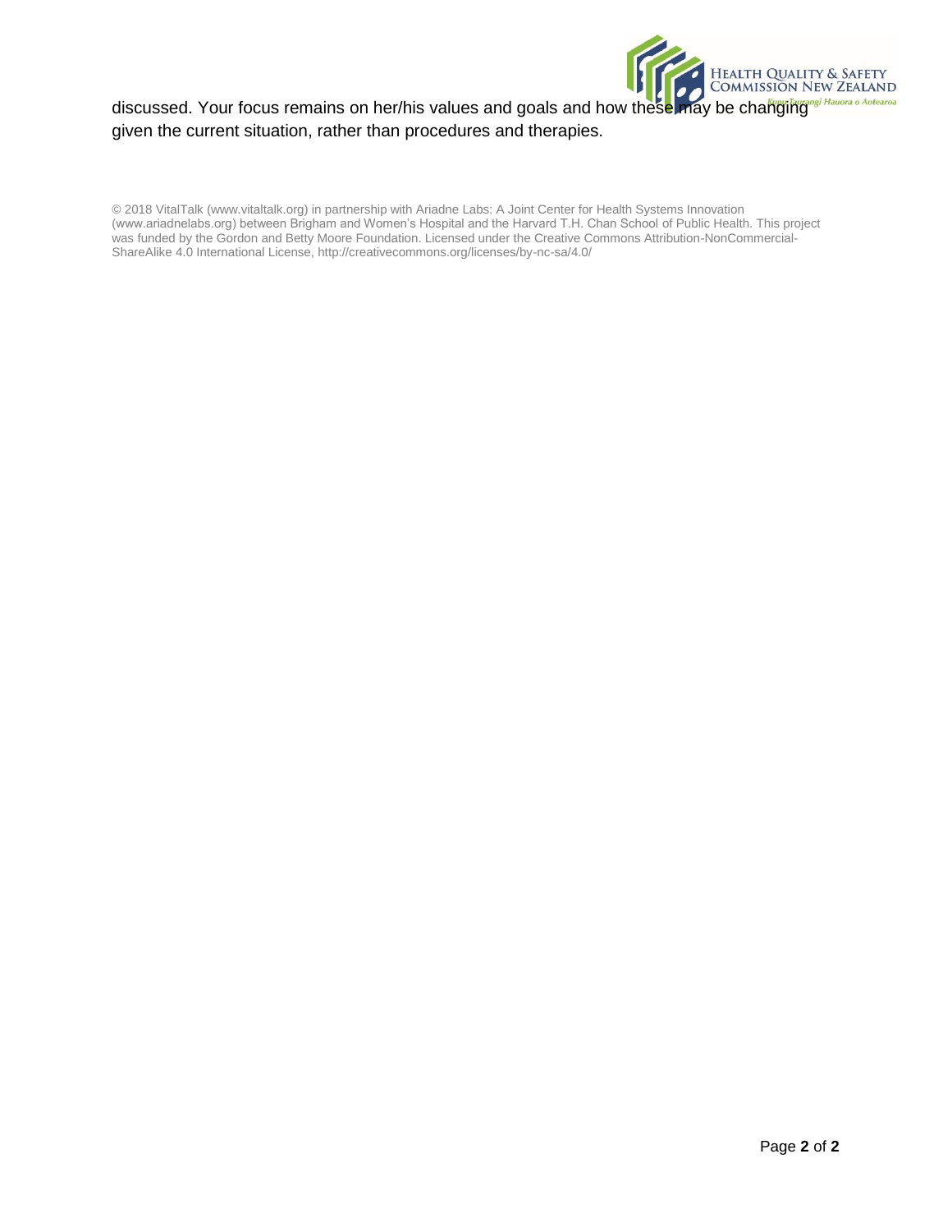discussed. Your focus remains on her/his values and goals and how these may be changing given the current situation, rather than procedures and therapies.

© 2018 VitalTalk (www.vitaltalk.org) in partnership with Ariadne Labs: A Joint Center for Health Systems Innovation (www.ariadnelabs.org) between Brigham and Women's Hospital and the Harvard T.H. Chan School of Public Health. This project was funded by the Gordon and Betty Moore Foundation. Licensed under the Creative Commons Attribution-NonCommercial-ShareAlike 4.0 International License, http://creativecommons.org/licenses/by-nc-sa/4.0/